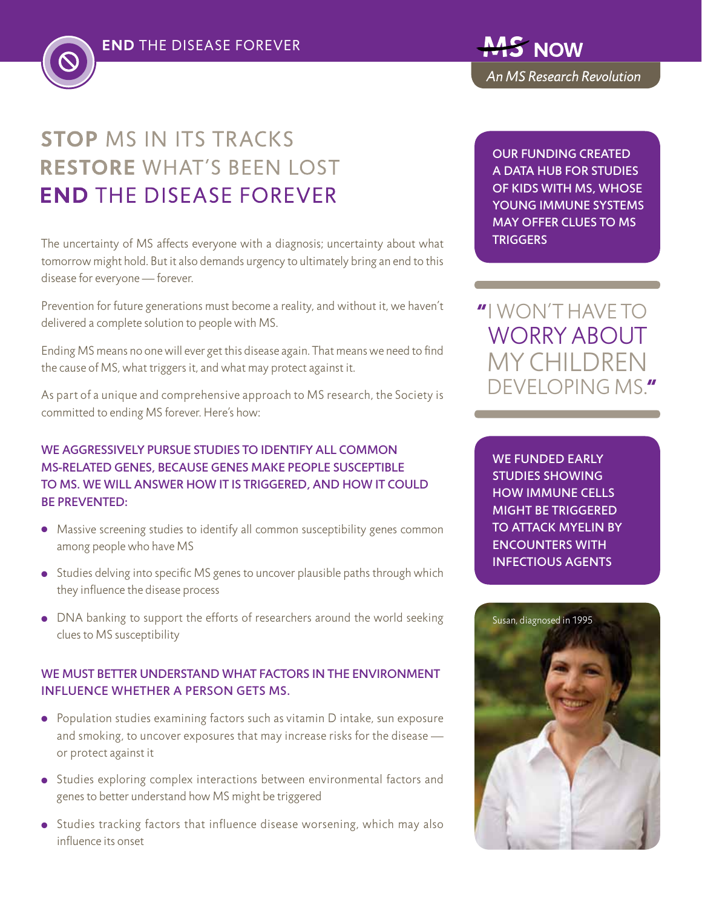**END** THE DISEASE FOREVER

MS NOW

*An MS Research Revolution*

# **STOP** MS IN ITS TRACKS **RESTORE** WHAT'S BEEN LOST **END** THE DISEASE FOREVER

The uncertainty of MS affects everyone with a diagnosis; uncertainty about what tomorrow might hold. But it also demands urgency to ultimately bring an end to this disease for everyone — forever.

Prevention for future generations must become a reality, and without it, we haven't delivered a complete solution to people with MS.

Ending MS means no one will ever get this disease again. That means we need to find the cause of MS, what triggers it, and what may protect against it.

As part of a unique and comprehensive approach to MS research, the Society is committed to ending MS forever. Here's how:

### WE AGGRESSIVELY PURSUE STUDIES TO IDENTIFY ALL COMMON MS-RELATED GENES, BECAUSE GENES MAKE PEOPLE SUSCEPTIBLE TO MS. WE WILL ANSWER HOW IT IS TRIGGERED, AND HOW IT COULD BE PREVENTED:

- Massive screening studies to identify all common susceptibility genes common among people who have MS
- Studies delving into specific MS genes to uncover plausible paths through which they influence the disease process
- DNA banking to support the efforts of researchers around the world seeking clues to MS susceptibility

### WE MUST BETTER UNDERSTAND WHAT FACTORS IN THE ENVIRONMENT INFLUENCE WHETHER A PERSON GETS MS.

- Population studies examining factors such as vitamin D intake, sun exposure and smoking, to uncover exposures that may increase risks for the disease — or protect against it
- Studies exploring complex interactions between environmental factors and genes to better understand how MS might be triggered
- Studies tracking factors that influence disease worsening, which may also influence its onset

OUR FUNDING CREATED A DATA HUB FOR STUDIES OF KIDS WITH MS, WHOSE YOUNG IMMUNE SYSTEMS MAY OFFER CLUES TO MS TRIGGERS

"I WON'T HAVE TO WORRY ABOUT MY CHILDREN DEVELOPING MS."

WE FUNDED EARLY STUDIES SHOWING HOW IMMUNE CELLS MIGHT BE TRIGGERED TO ATTACK MYELIN BY ENCOUNTERS WITH INFECTIOUS AGENTS

Susan, diagnosed in 1995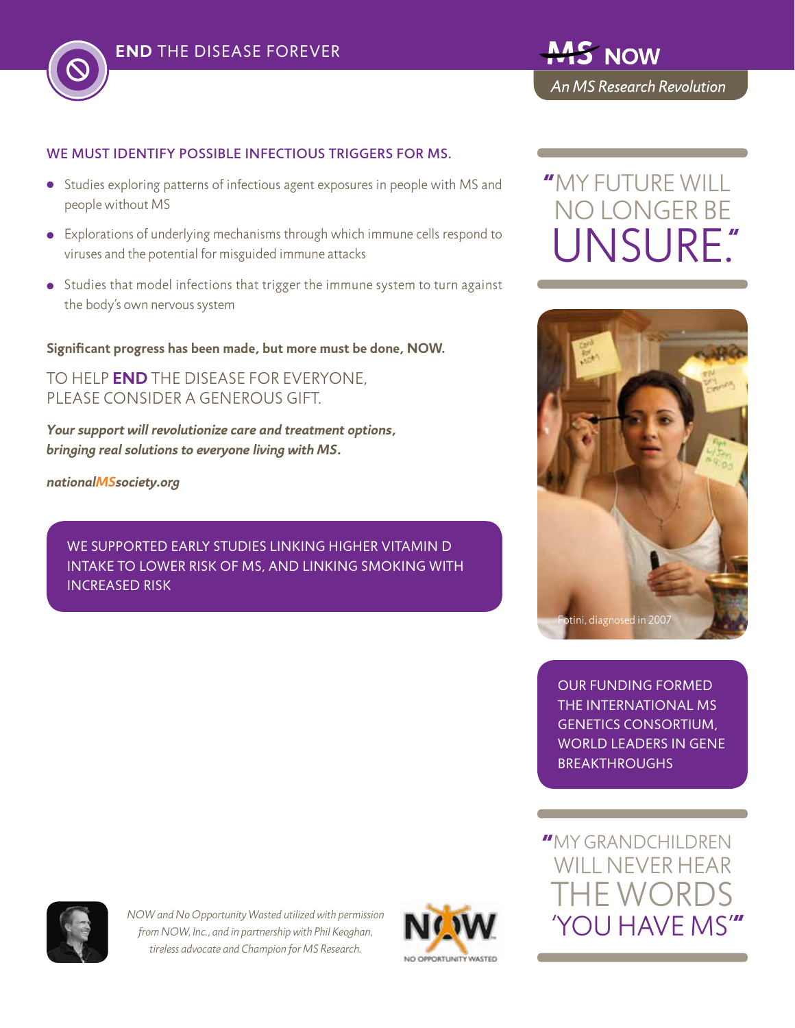**END** THE DISEASE FOREVER

MS NOW

*An MS Research Revolution*

## WE MUST IDENTIFY POSSIBLE INFECTIOUS TRIGGERS FOR MS.

- Studies exploring patterns of infectious agent exposures in people with MS and people without MS
- Explorations of underlying mechanisms through which immune cells respond to viruses and the potential for misguided immune attacks
- Studies that model infections that trigger the immune system to turn against the body's own nervous system

**Significant progress has been made, but more must be done, NOW.**

TO HELP **END** THE DISEASE FOR EVERYONE,
PLEASE CONSIDER A GENEROUS GIFT.

***Your support will revolutionize care and treatment options, bringing real solutions to everyone living with MS.***

***nationalMSsociety.org***

WE SUPPORTED EARLY STUDIES LINKING HIGHER VITAMIN D INTAKE TO LOWER RISK OF MS, AND LINKING SMOKING WITH INCREASED RISK

"MY FUTURE WILL NO LONGER BE UNSURE."

Fotini, diagnosed in 2007

OUR FUNDING FORMED THE INTERNATIONAL MS GENETICS CONSORTIUM, WORLD LEADERS IN GENE BREAKTHROUGHS

"MY GRANDCHILDREN WILL NEVER HEAR THE WORDS 'YOU HAVE MS'"

*NOW and No Opportunity Wasted utilized with permission from NOW, Inc., and in partnership with Phil Keoghan, tireless advocate and Champion for MS Research.*

NOW — NO OPPORTUNITY WASTED